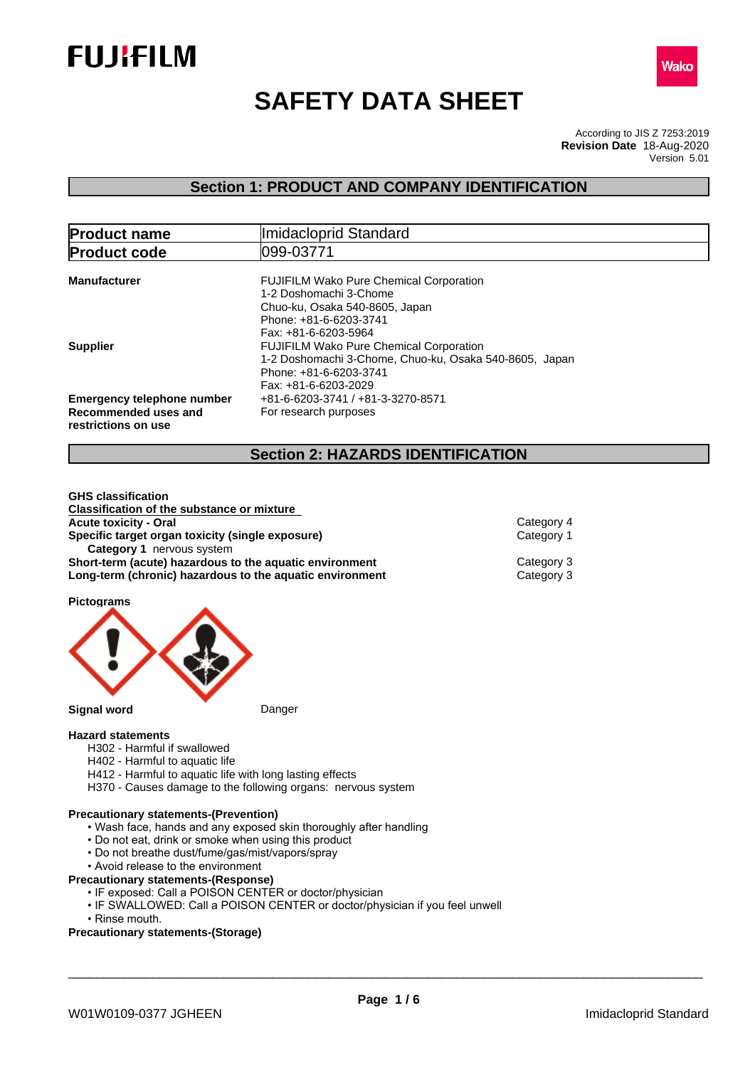FUJIFILM

Wako

# SAFETY DATA SHEET

According to JIS Z 7253:2019
**Revision Date** 18-Aug-2020
Version 5.01

## Section 1: PRODUCT AND COMPANY IDENTIFICATION

| **Product name** | Imidacloprid Standard |
|---|---|
| **Product code** | 099-03771 |

**Manufacturer**
FUJIFILM Wako Pure Chemical Corporation
1-2 Doshomachi 3-Chome
Chuo-ku, Osaka 540-8605, Japan
Phone: +81-6-6203-3741
Fax: +81-6-6203-5964

**Supplier**
FUJIFILM Wako Pure Chemical Corporation
1-2 Doshomachi 3-Chome, Chuo-ku, Osaka 540-8605, Japan
Phone: +81-6-6203-3741
Fax: +81-6-6203-2029

**Emergency telephone number** +81-6-6203-3741 / +81-3-3270-8571

**Recommended uses and restrictions on use** For research purposes

## Section 2: HAZARDS IDENTIFICATION

**GHS classification**

**Classification of the substance or mixture**

| | |
|---|---|
| **Acute toxicity - Oral** | Category 4 |
| **Specific target organ toxicity (single exposure)** | Category 1 |
| **Category 1** nervous system | |
| **Short-term (acute) hazardous to the aquatic environment** | Category 3 |
| **Long-term (chronic) hazardous to the aquatic environment** | Category 3 |

**Pictograms**

**Signal word** Danger

**Hazard statements**

H302 - Harmful if swallowed
H402 - Harmful to aquatic life
H412 - Harmful to aquatic life with long lasting effects
H370 - Causes damage to the following organs: nervous system

**Precautionary statements-(Prevention)**

- Wash face, hands and any exposed skin thoroughly after handling
- Do not eat, drink or smoke when using this product
- Do not breathe dust/fume/gas/mist/vapors/spray
- Avoid release to the environment

**Precautionary statements-(Response)**

- IF exposed: Call a POISON CENTER or doctor/physician
- IF SWALLOWED: Call a POISON CENTER or doctor/physician if you feel unwell
- Rinse mouth.

**Precautionary statements-(Storage)**

W01W0109-0377 JGHEEN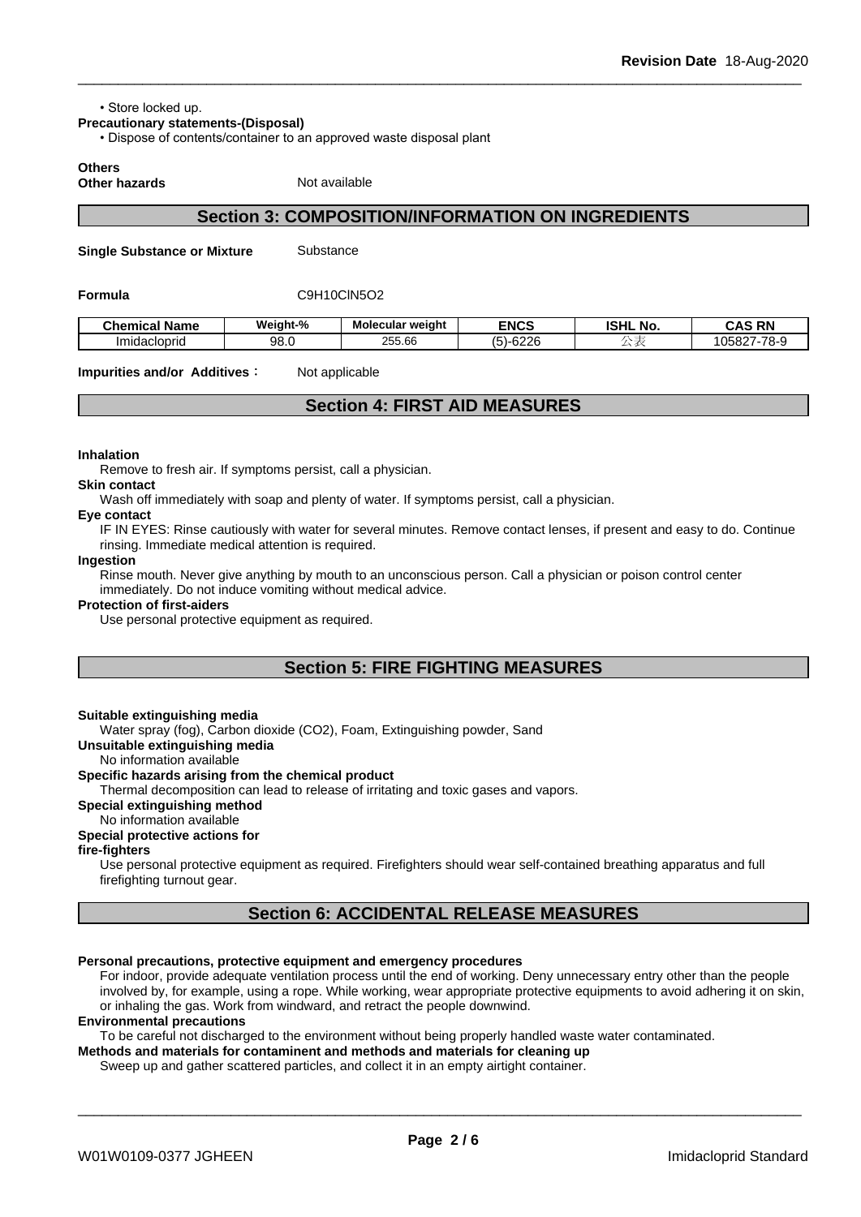• Store locked up.

**Precautionary statements-(Disposal)**

• Dispose of contents/container to an approved waste disposal plant

**Others**

**Other hazards** Not available

## Section 3: COMPOSITION/INFORMATION ON INGREDIENTS

**Single Substance or Mixture** Substance

**Formula** C9H10ClN5O2

| Chemical Name | Weight-% | Molecular weight | ENCS | ISHL No. | CAS RN |
|---|---|---|---|---|---|
| Imidacloprid | 98.0 | 255.66 | (5)-6226 | 公表 | 105827-78-9 |

**Impurities and/or Additives**： Not applicable

## Section 4: FIRST AID MEASURES

**Inhalation**

Remove to fresh air. If symptoms persist, call a physician.

**Skin contact**

Wash off immediately with soap and plenty of water. If symptoms persist, call a physician.

**Eye contact**

IF IN EYES: Rinse cautiously with water for several minutes. Remove contact lenses, if present and easy to do. Continue rinsing. Immediate medical attention is required.

**Ingestion**

Rinse mouth. Never give anything by mouth to an unconscious person. Call a physician or poison control center immediately. Do not induce vomiting without medical advice.

**Protection of first-aiders**

Use personal protective equipment as required.

## Section 5: FIRE FIGHTING MEASURES

**Suitable extinguishing media**

Water spray (fog), Carbon dioxide (CO2), Foam, Extinguishing powder, Sand

**Unsuitable extinguishing media**

No information available

**Specific hazards arising from the chemical product**

Thermal decomposition can lead to release of irritating and toxic gases and vapors.

**Special extinguishing method**

No information available

**Special protective actions for fire-fighters**

Use personal protective equipment as required. Firefighters should wear self-contained breathing apparatus and full firefighting turnout gear.

## Section 6: ACCIDENTAL RELEASE MEASURES

**Personal precautions, protective equipment and emergency procedures**

For indoor, provide adequate ventilation process until the end of working. Deny unnecessary entry other than the people involved by, for example, using a rope. While working, wear appropriate protective equipments to avoid adhering it on skin, or inhaling the gas. Work from windward, and retract the people downwind.

**Environmental precautions**

To be careful not discharged to the environment without being properly handled waste water contaminated.

**Methods and materials for contaminent and methods and materials for cleaning up**

Sweep up and gather scattered particles, and collect it in an empty airtight container.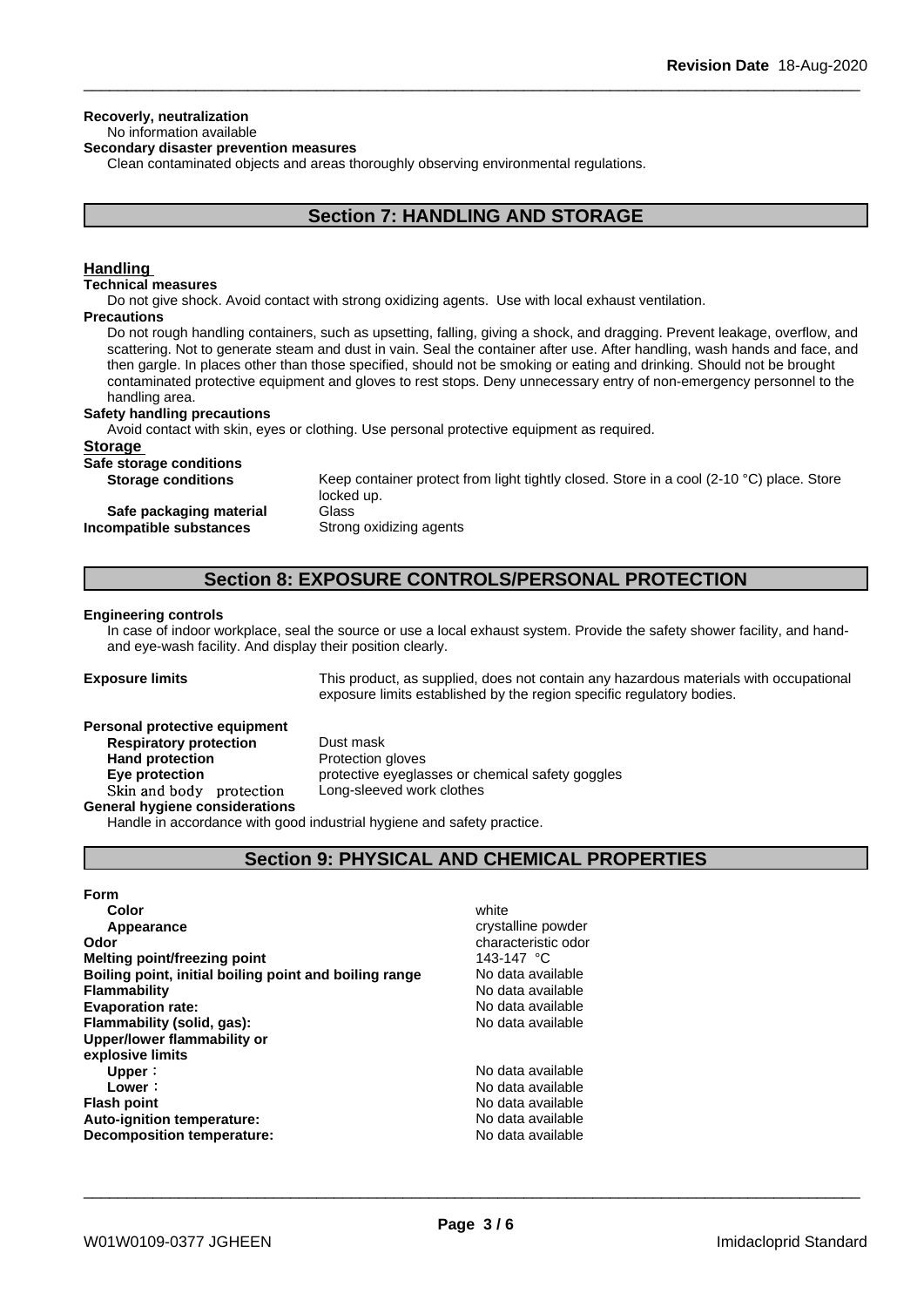**Recoverly, neutralization**

No information available

**Secondary disaster prevention measures**

Clean contaminated objects and areas thoroughly observing environmental regulations.

## Section 7: HANDLING AND STORAGE

### Handling

**Technical measures**

Do not give shock. Avoid contact with strong oxidizing agents. Use with local exhaust ventilation.

**Precautions**

Do not rough handling containers, such as upsetting, falling, giving a shock, and dragging. Prevent leakage, overflow, and scattering. Not to generate steam and dust in vain. Seal the container after use. After handling, wash hands and face, and then gargle. In places other than those specified, should not be smoking or eating and drinking. Should not be brought contaminated protective equipment and gloves to rest stops. Deny unnecessary entry of non-emergency personnel to the handling area.

**Safety handling precautions**

Avoid contact with skin, eyes or clothing. Use personal protective equipment as required.

### Storage

**Safe storage conditions**

| | |
|---|---|
| **Storage conditions** | Keep container protect from light tightly closed. Store in a cool (2-10 °C) place. Store locked up. |
| **Safe packaging material** | Glass |
| **Incompatible substances** | Strong oxidizing agents |

## Section 8: EXPOSURE CONTROLS/PERSONAL PROTECTION

**Engineering controls**

In case of indoor workplace, seal the source or use a local exhaust system. Provide the safety shower facility, and hand- and eye-wash facility. And display their position clearly.

**Exposure limits** This product, as supplied, does not contain any hazardous materials with occupational exposure limits established by the region specific regulatory bodies.

**Personal protective equipment**

| | |
|---|---|
| **Respiratory protection** | Dust mask |
| **Hand protection** | Protection gloves |
| **Eye protection** | protective eyeglasses or chemical safety goggles |
| Skin and body protection | Long-sleeved work clothes |

**General hygiene considerations**

Handle in accordance with good industrial hygiene and safety practice.

## Section 9: PHYSICAL AND CHEMICAL PROPERTIES

| | |
|---|---|
| **Form** | |
| **Color** | white |
| **Appearance** | crystalline powder |
| **Odor** | characteristic odor |
| **Melting point/freezing point** | 143-147 °C |
| **Boiling point, initial boiling point and boiling range** | No data available |
| **Flammability** | No data available |
| **Evaporation rate:** | No data available |
| **Flammability (solid, gas):** | No data available |
| **Upper/lower flammability or explosive limits** | |
| **Upper**： | No data available |
| **Lower**： | No data available |
| **Flash point** | No data available |
| **Auto-ignition temperature:** | No data available |
| **Decomposition temperature:** | No data available |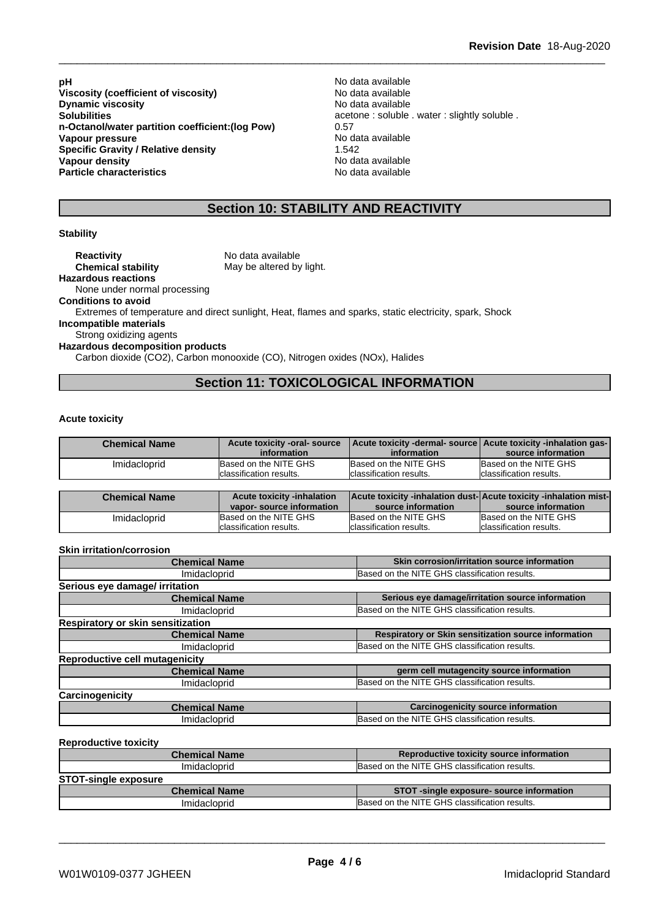| | |
|---|---|
| **pH** | No data available |
| **Viscosity (coefficient of viscosity)** | No data available |
| **Dynamic viscosity** | No data available |
| **Solubilities** | acetone : soluble . water : slightly soluble . |
| **n-Octanol/water partition coefficient:(log Pow)** | 0.57 |
| **Vapour pressure** | No data available |
| **Specific Gravity / Relative density** | 1.542 |
| **Vapour density** | No data available |
| **Particle characteristics** | No data available |

## Section 10: STABILITY AND REACTIVITY

**Stability**

**Reactivity** No data available
**Chemical stability** May be altered by light.

**Hazardous reactions**
None under normal processing

**Conditions to avoid**
Extremes of temperature and direct sunlight, Heat, flames and sparks, static electricity, spark, Shock

**Incompatible materials**
Strong oxidizing agents

**Hazardous decomposition products**
Carbon dioxide ($CO_2$), Carbon monooxide (CO), Nitrogen oxides ($NO_x$), Halides

## Section 11: TOXICOLOGICAL INFORMATION

**Acute toxicity**

| Chemical Name | Acute toxicity -oral- source information | Acute toxicity -dermal- source information | Acute toxicity -inhalation gas- source information |
|---|---|---|---|
| Imidacloprid | Based on the NITE GHS classification results. | Based on the NITE GHS classification results. | Based on the NITE GHS classification results. |

| Chemical Name | Acute toxicity -inhalation vapor- source information | Acute toxicity -inhalation dust- source information | Acute toxicity -inhalation mist- source information |
|---|---|---|---|
| Imidacloprid | Based on the NITE GHS classification results. | Based on the NITE GHS classification results. | Based on the NITE GHS classification results. |

**Skin irritation/corrosion**

| Chemical Name | Skin corrosion/irritation source information |
|---|---|
| Imidacloprid | Based on the NITE GHS classification results. |

**Serious eye damage/ irritation**

| Chemical Name | Serious eye damage/irritation source information |
|---|---|
| Imidacloprid | Based on the NITE GHS classification results. |

**Respiratory or skin sensitization**

| Chemical Name | Respiratory or Skin sensitization source information |
|---|---|
| Imidacloprid | Based on the NITE GHS classification results. |

**Reproductive cell mutagenicity**

| Chemical Name | germ cell mutagencity source information |
|---|---|
| Imidacloprid | Based on the NITE GHS classification results. |

**Carcinogenicity**

| Chemical Name | Carcinogenicity source information |
|---|---|
| Imidacloprid | Based on the NITE GHS classification results. |

**Reproductive toxicity**

| Chemical Name | Reproductive toxicity source information |
|---|---|
| Imidacloprid | Based on the NITE GHS classification results. |

**STOT-single exposure**

| Chemical Name | STOT -single exposure- source information |
|---|---|
| Imidacloprid | Based on the NITE GHS classification results. |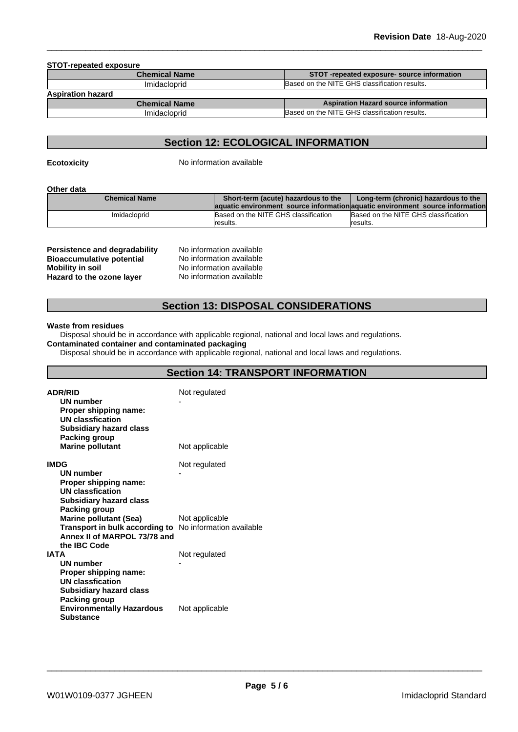**STOT-repeated exposure**

| Chemical Name | STOT -repeated exposure- source information |
|---|---|
| Imidacloprid | Based on the NITE GHS classification results. |

**Aspiration hazard**

| Chemical Name | Aspiration Hazard source information |
|---|---|
| Imidacloprid | Based on the NITE GHS classification results. |

## Section 12: ECOLOGICAL INFORMATION

**Ecotoxicity** No information available

**Other data**

| Chemical Name | Short-term (acute) hazardous to the aquatic environment source information | Long-term (chronic) hazardous to the aquatic environment source information |
|---|---|---|
| Imidacloprid | Based on the NITE GHS classification results. | Based on the NITE GHS classification results. |

**Persistence and degradability** No information available
**Bioaccumulative potential** No information available
**Mobility in soil** No information available
**Hazard to the ozone layer** No information available

## Section 13: DISPOSAL CONSIDERATIONS

**Waste from residues**
Disposal should be in accordance with applicable regional, national and local laws and regulations.
**Contaminated container and contaminated packaging**
Disposal should be in accordance with applicable regional, national and local laws and regulations.

## Section 14: TRANSPORT INFORMATION

**ADR/RID** Not regulated
**UN number** -
**Proper shipping name:**
**UN classfication**
**Subsidiary hazard class**
**Packing group**
**Marine pollutant** Not applicable

**IMDG** Not regulated
**UN number** -
**Proper shipping name:**
**UN classfication**
**Subsidiary hazard class**
**Packing group**
**Marine pollutant (Sea)** Not applicable
**Transport in bulk according to Annex II of MARPOL 73/78 and the IBC Code** No information available

**IATA** Not regulated
**UN number** -
**Proper shipping name:**
**UN classfication**
**Subsidiary hazard class**
**Packing group**
**Environmentally Hazardous Substance** Not applicable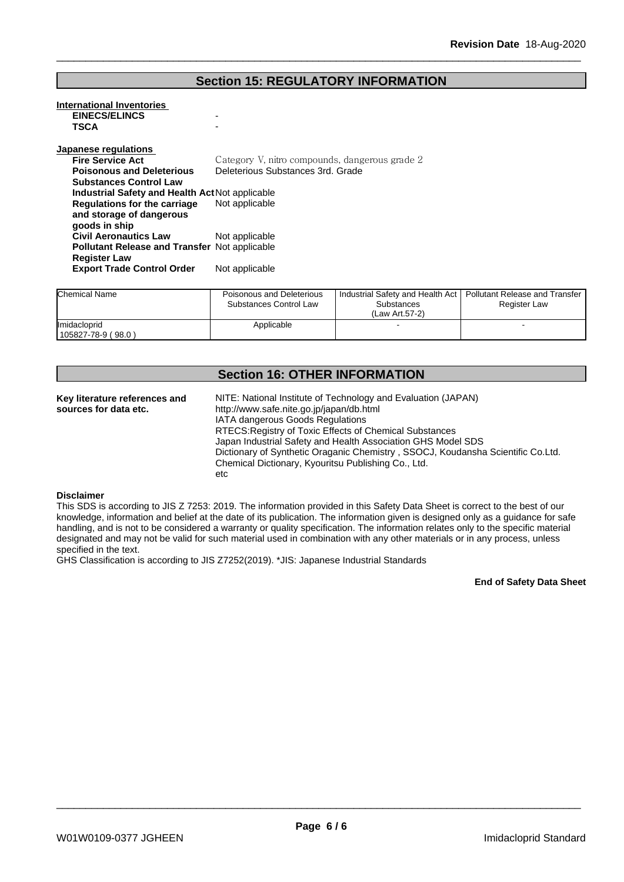## Section 15: REGULATORY INFORMATION

**International Inventories**

| | |
|---|---|
| **EINECS/ELINCS** | - |
| **TSCA** | - |

**Japanese regulations**

| | |
|---|---|
| **Fire Service Act** | Category V, nitro compounds, dangerous grade 2 |
| **Poisonous and Deleterious Substances Control Law** | Deleterious Substances 3rd. Grade |
| **Industrial Safety and Health Act** | Not applicable |
| **Regulations for the carriage and storage of dangerous goods in ship** | Not applicable |
| **Civil Aeronautics Law** | Not applicable |
| **Pollutant Release and Transfer Register Law** | Not applicable |
| **Export Trade Control Order** | Not applicable |

| Chemical Name | Poisonous and Deleterious Substances Control Law | Industrial Safety and Health Act Substances (Law Art.57-2) | Pollutant Release and Transfer Register Law |
|---|---|---|---|
| Imidacloprid 105827-78-9 ( 98.0 ) | Applicable | - | - |

## Section 16: OTHER INFORMATION

**Key literature references and sources for data etc.**

NITE: National Institute of Technology and Evaluation (JAPAN)
http://www.safe.nite.go.jp/japan/db.html
IATA dangerous Goods Regulations
RTECS:Registry of Toxic Effects of Chemical Substances
Japan Industrial Safety and Health Association GHS Model SDS
Dictionary of Synthetic Oraganic Chemistry , SSOCJ, Koudansha Scientific Co.Ltd.
Chemical Dictionary, Kyouritsu Publishing Co., Ltd.
etc

**Disclaimer**

This SDS is according to JIS Z 7253: 2019. The information provided in this Safety Data Sheet is correct to the best of our knowledge, information and belief at the date of its publication. The information given is designed only as a guidance for safe handling, and is not to be considered a warranty or quality specification. The information relates only to the specific material designated and may not be valid for such material used in combination with any other materials or in any process, unless specified in the text.

GHS Classification is according to JIS Z7252(2019). *JIS: Japanese Industrial Standards

**End of Safety Data Sheet**